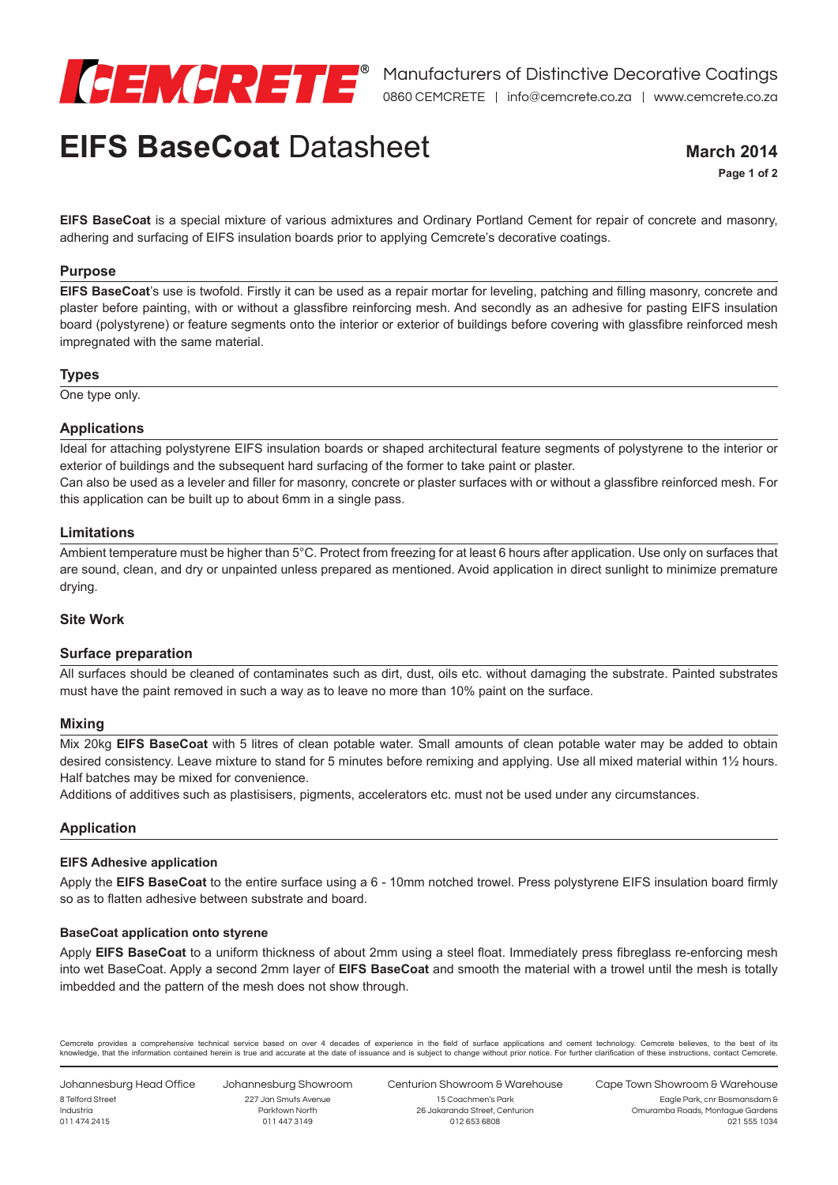Manufacturers of Distinctive Decorative Coatings

0860 CEMCRETE | info@cemcrete.co.za | www.cemcrete.co.za

# **EIFS BaseCoat** Datasheet

**March 2014**

**EIFS BaseCoat** is a special mixture of various admixtures and Ordinary Portland Cement for repair of concrete and masonry, adhering and surfacing of EIFS insulation boards prior to applying Cemcrete's decorative coatings.

## Purpose

**EIFS BaseCoat**'s use is twofold. Firstly it can be used as a repair mortar for leveling, patching and filling masonry, concrete and plaster before painting, with or without a glassfibre reinforcing mesh. And secondly as an adhesive for pasting EIFS insulation board (polystyrene) or feature segments onto the interior or exterior of buildings before covering with glassfibre reinforced mesh impregnated with the same material.

## Types

One type only.

## Applications

Ideal for attaching polystyrene EIFS insulation boards or shaped architectural feature segments of polystyrene to the interior or exterior of buildings and the subsequent hard surfacing of the former to take paint or plaster.

Can also be used as a leveler and filler for masonry, concrete or plaster surfaces with or without a glassfibre reinforced mesh. For this application can be built up to about 6mm in a single pass.

## Limitations

Ambient temperature must be higher than 5°C. Protect from freezing for at least 6 hours after application. Use only on surfaces that are sound, clean, and dry or unpainted unless prepared as mentioned. Avoid application in direct sunlight to minimize premature drying.

## Site Work

## Surface preparation

All surfaces should be cleaned of contaminates such as dirt, dust, oils etc. without damaging the substrate. Painted substrates must have the paint removed in such a way as to leave no more than 10% paint on the surface.

## Mixing

Mix 20kg **EIFS BaseCoat** with 5 litres of clean potable water. Small amounts of clean potable water may be added to obtain desired consistency. Leave mixture to stand for 5 minutes before remixing and applying. Use all mixed material within 1½ hours. Half batches may be mixed for convenience.

Additions of additives such as plastisisers, pigments, accelerators etc. must not be used under any circumstances.

## Application

### EIFS Adhesive application

Apply the **EIFS BaseCoat** to the entire surface using a 6 - 10mm notched trowel. Press polystyrene EIFS insulation board firmly so as to flatten adhesive between substrate and board.

### BaseCoat application onto styrene

Apply **EIFS BaseCoat** to a uniform thickness of about 2mm using a steel float. Immediately press fibreglass re-enforcing mesh into wet BaseCoat. Apply a second 2mm layer of **EIFS BaseCoat** and smooth the material with a trowel until the mesh is totally imbedded and the pattern of the mesh does not show through.

Cemcrete provides a comprehensive technical service based on over 4 decades of experience in the field of surface applications and cement technology. Cemcrete believes, to the best of its knowledge, that the information contained herein is true and accurate at the date of issuance and is subject to change without prior notice. For further clarification of these instructions, contact Cemcrete.

Johannesburg Head Office
8 Telford Street
Industria
011 474 2415

Johannesburg Showroom
227 Jan Smuts Avenue
Parktown North
011 447 3149

Centurion Showroom & Warehouse
15 Coachmen's Park
26 Jakaranda Street, Centurion
012 653 6808

Cape Town Showroom & Warehouse
Eagle Park, cnr Bosmansdam &
Omuramba Roads, Montague Gardens
021 555 1034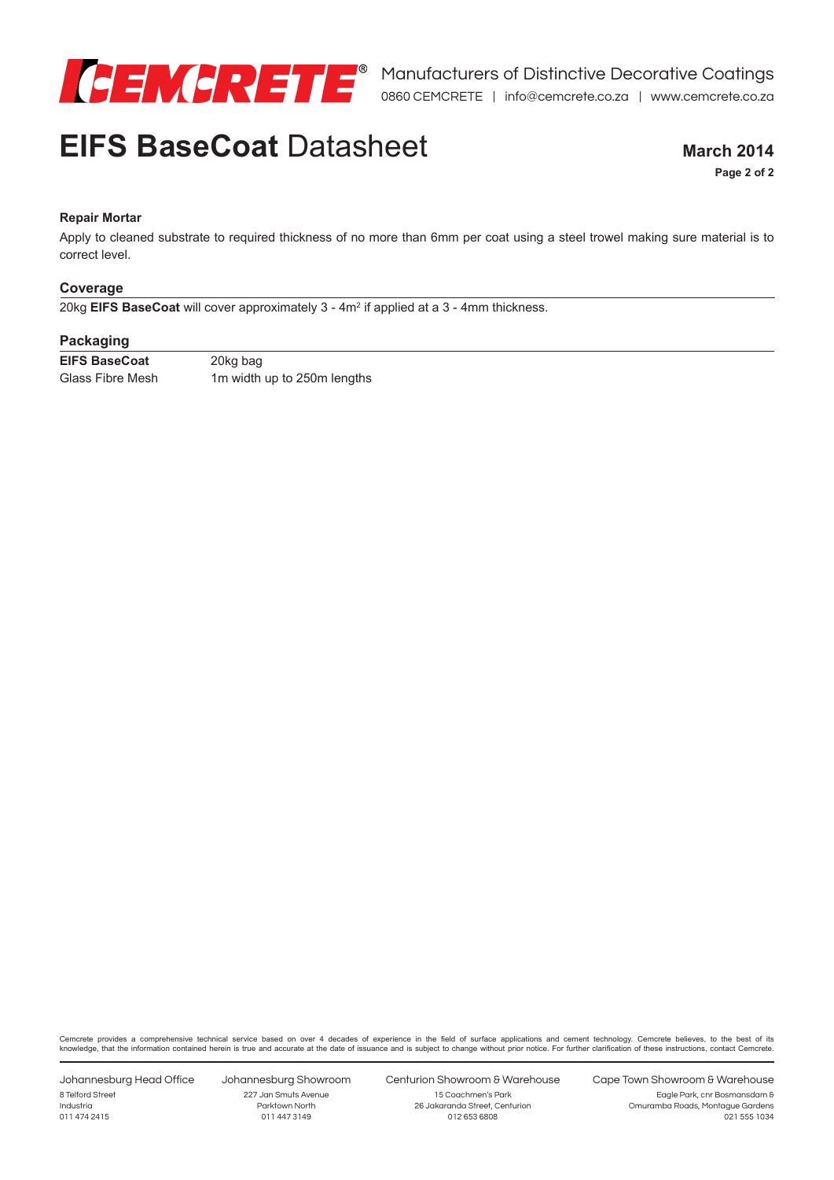### Repair Mortar

Apply to cleaned substrate to required thickness of no more than 6mm per coat using a steel trowel making sure material is to correct level.

## Coverage

20kg **EIFS BaseCoat** will cover approximately 3 - 4m² if applied at a 3 - 4mm thickness.

## Packaging

| | |
|---|---|
| **EIFS BaseCoat** | 20kg bag |
| Glass Fibre Mesh | 1m width up to 250m lengths |

Cemcrete provides a comprehensive technical service based on over 4 decades of experience in the field of surface applications and cement technology. Cemcrete believes, to the best of its knowledge, that the information contained herein is true and accurate at the date of issuance and is subject to change without prior notice. For further clarification of these instructions, contact Cemcrete.

Johannesburg Head Office
8 Telford Street
Industria
011 474 2415

Johannesburg Showroom
227 Jan Smuts Avenue
Parktown North
011 447 3149

Centurion Showroom & Warehouse
15 Coachmen's Park
26 Jakaranda Street, Centurion
012 653 6808

Cape Town Showroom & Warehouse
Eagle Park, cnr Bosmansdam &
Omuramba Roads, Montague Gardens
021 555 1034